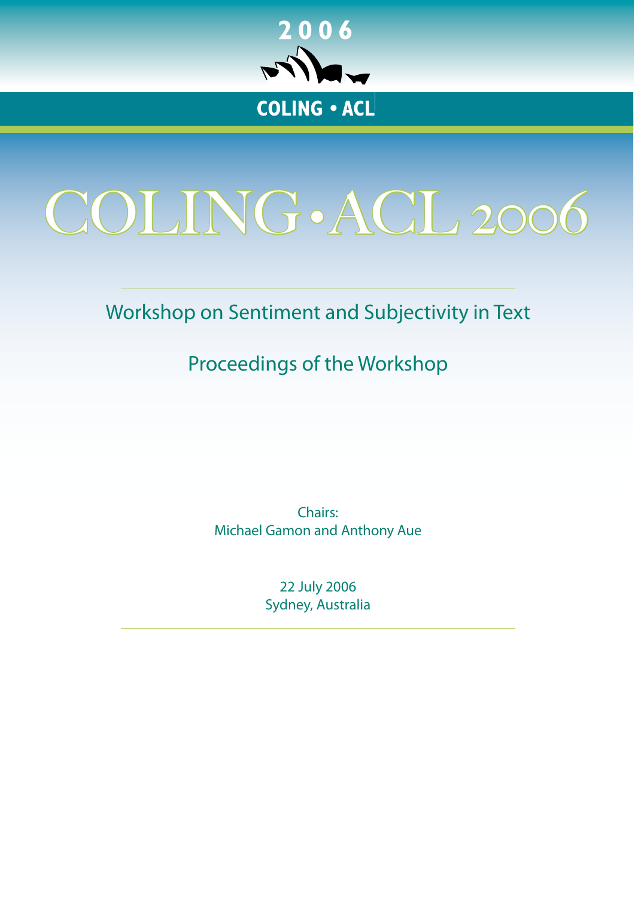2006

COLING • ACL

# COLING•ACL 2006

## Workshop on Sentiment and Subjectivity in Text

## Proceedings of the Workshop

Chairs:
Michael Gamon and Anthony Aue

22 July 2006
Sydney, Australia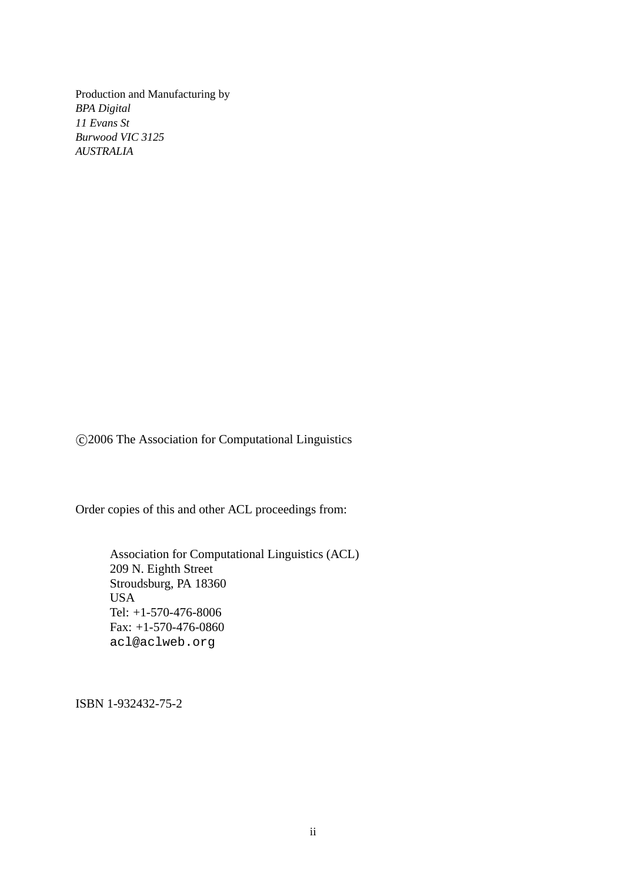Production and Manufacturing by  
*BPA Digital*  
*11 Evans St*  
*Burwood VIC 3125*  
*AUSTRALIA*

©2006 The Association for Computational Linguistics

Order copies of this and other ACL proceedings from:

> Association for Computational Linguistics (ACL)  
> 209 N. Eighth Street  
> Stroudsburg, PA 18360  
> USA  
> Tel: +1-570-476-8006  
> Fax: +1-570-476-0860  
> `acl@aclweb.org`

ISBN 1-932432-75-2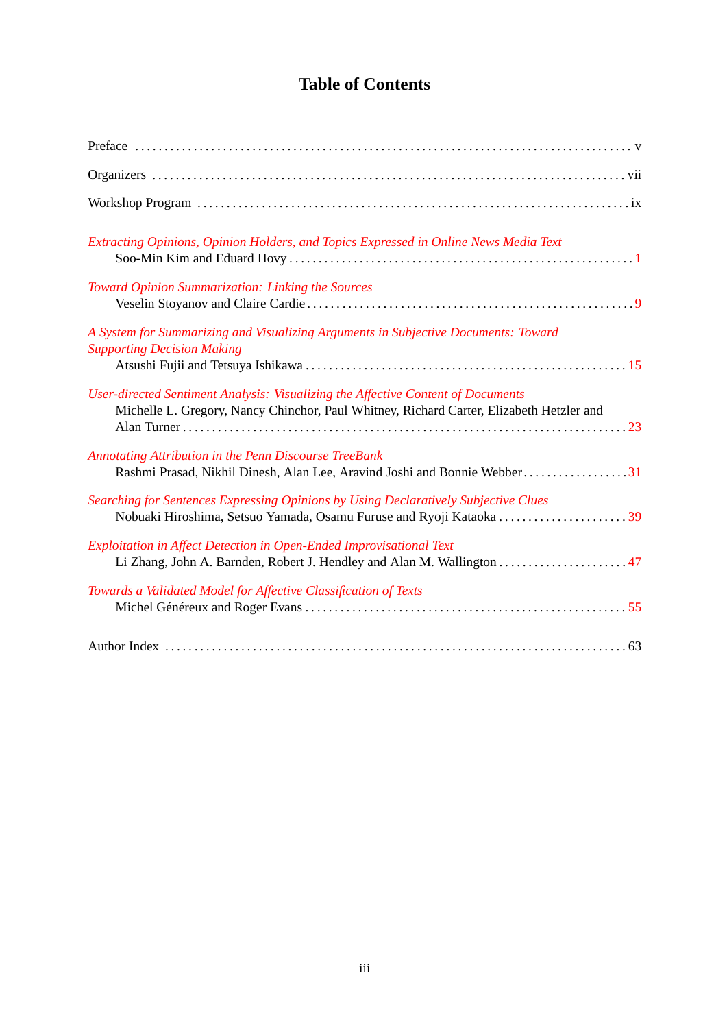# Table of Contents

Preface . . . . . . . . . . v

Organizers . . . . . . . . . . vii

Workshop Program . . . . . . . . . . ix

*Extracting Opinions, Opinion Holders, and Topics Expressed in Online News Media Text*
Soo-Min Kim and Eduard Hovy . . . . . . . . . . 1

*Toward Opinion Summarization: Linking the Sources*
Veselin Stoyanov and Claire Cardie . . . . . . . . . . 9

*A System for Summarizing and Visualizing Arguments in Subjective Documents: Toward Supporting Decision Making*
Atsushi Fujii and Tetsuya Ishikawa . . . . . . . . . . 15

*User-directed Sentiment Analysis: Visualizing the Affective Content of Documents*
Michelle L. Gregory, Nancy Chinchor, Paul Whitney, Richard Carter, Elizabeth Hetzler and Alan Turner . . . . . . . . . . 23

*Annotating Attribution in the Penn Discourse TreeBank*
Rashmi Prasad, Nikhil Dinesh, Alan Lee, Aravind Joshi and Bonnie Webber . . . . . . . . . . 31

*Searching for Sentences Expressing Opinions by Using Declaratively Subjective Clues*
Nobuaki Hiroshima, Setsuo Yamada, Osamu Furuse and Ryoji Kataoka . . . . . . . . . . 39

*Exploitation in Affect Detection in Open-Ended Improvisational Text*
Li Zhang, John A. Barnden, Robert J. Hendley and Alan M. Wallington . . . . . . . . . . 47

*Towards a Validated Model for Affective Classification of Texts*
Michel Généreux and Roger Evans . . . . . . . . . . 55

Author Index . . . . . . . . . . 63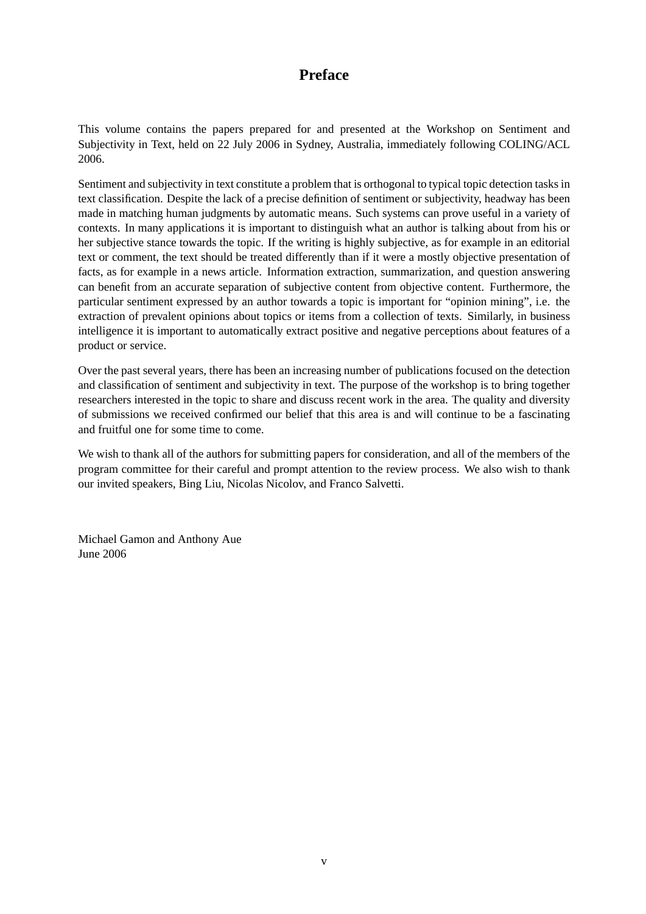# Preface

This volume contains the papers prepared for and presented at the Workshop on Sentiment and Subjectivity in Text, held on 22 July 2006 in Sydney, Australia, immediately following COLING/ACL 2006.

Sentiment and subjectivity in text constitute a problem that is orthogonal to typical topic detection tasks in text classification. Despite the lack of a precise definition of sentiment or subjectivity, headway has been made in matching human judgments by automatic means. Such systems can prove useful in a variety of contexts. In many applications it is important to distinguish what an author is talking about from his or her subjective stance towards the topic. If the writing is highly subjective, as for example in an editorial text or comment, the text should be treated differently than if it were a mostly objective presentation of facts, as for example in a news article. Information extraction, summarization, and question answering can benefit from an accurate separation of subjective content from objective content. Furthermore, the particular sentiment expressed by an author towards a topic is important for "opinion mining", i.e. the extraction of prevalent opinions about topics or items from a collection of texts. Similarly, in business intelligence it is important to automatically extract positive and negative perceptions about features of a product or service.

Over the past several years, there has been an increasing number of publications focused on the detection and classification of sentiment and subjectivity in text. The purpose of the workshop is to bring together researchers interested in the topic to share and discuss recent work in the area. The quality and diversity of submissions we received confirmed our belief that this area is and will continue to be a fascinating and fruitful one for some time to come.

We wish to thank all of the authors for submitting papers for consideration, and all of the members of the program committee for their careful and prompt attention to the review process. We also wish to thank our invited speakers, Bing Liu, Nicolas Nicolov, and Franco Salvetti.

Michael Gamon and Anthony Aue
June 2006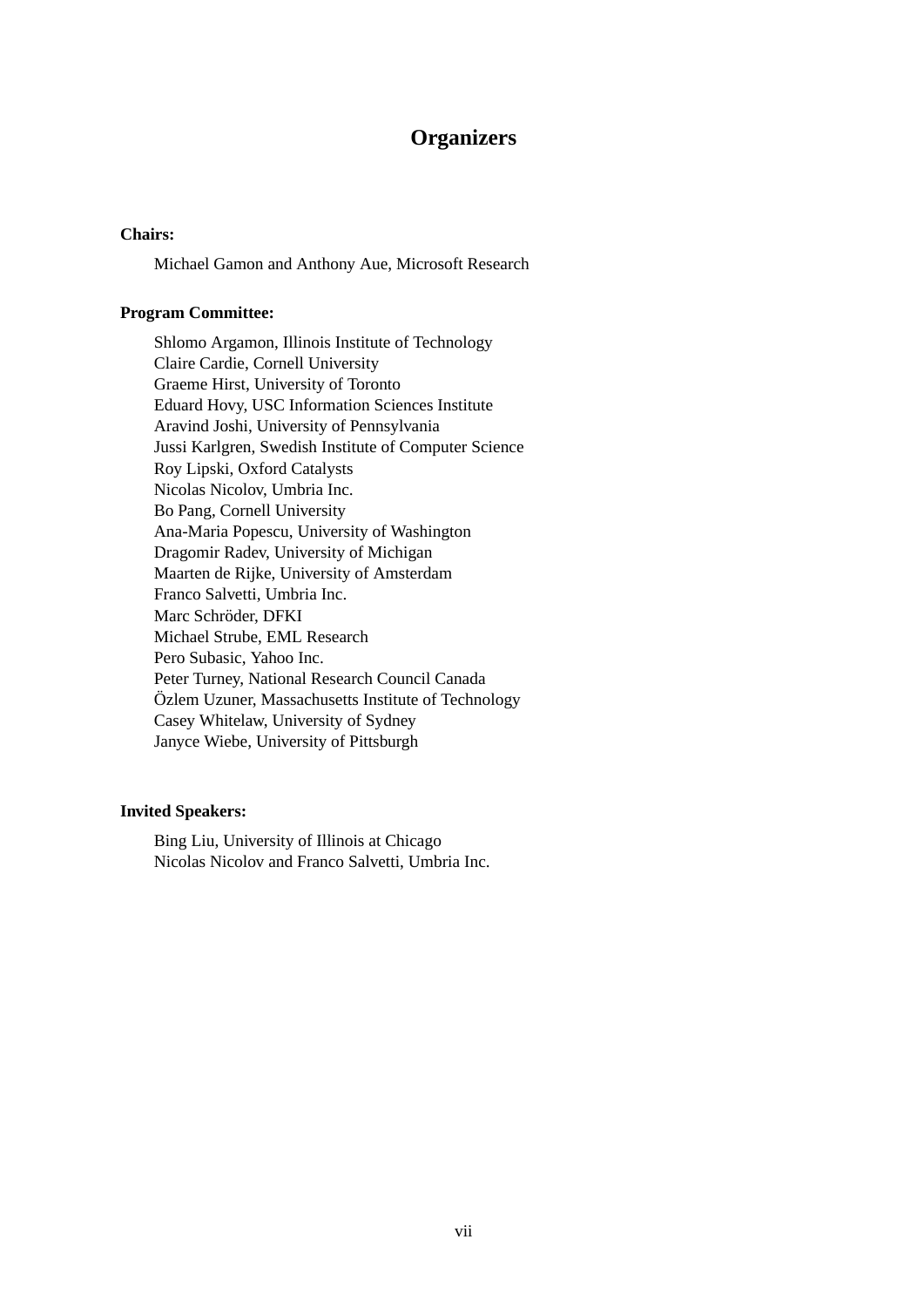# Organizers

**Chairs:**

Michael Gamon and Anthony Aue, Microsoft Research

**Program Committee:**

Shlomo Argamon, Illinois Institute of Technology
Claire Cardie, Cornell University
Graeme Hirst, University of Toronto
Eduard Hovy, USC Information Sciences Institute
Aravind Joshi, University of Pennsylvania
Jussi Karlgren, Swedish Institute of Computer Science
Roy Lipski, Oxford Catalysts
Nicolas Nicolov, Umbria Inc.
Bo Pang, Cornell University
Ana-Maria Popescu, University of Washington
Dragomir Radev, University of Michigan
Maarten de Rijke, University of Amsterdam
Franco Salvetti, Umbria Inc.
Marc Schröder, DFKI
Michael Strube, EML Research
Pero Subasic, Yahoo Inc.
Peter Turney, National Research Council Canada
Özlem Uzuner, Massachusetts Institute of Technology
Casey Whitelaw, University of Sydney
Janyce Wiebe, University of Pittsburgh

**Invited Speakers:**

Bing Liu, University of Illinois at Chicago
Nicolas Nicolov and Franco Salvetti, Umbria Inc.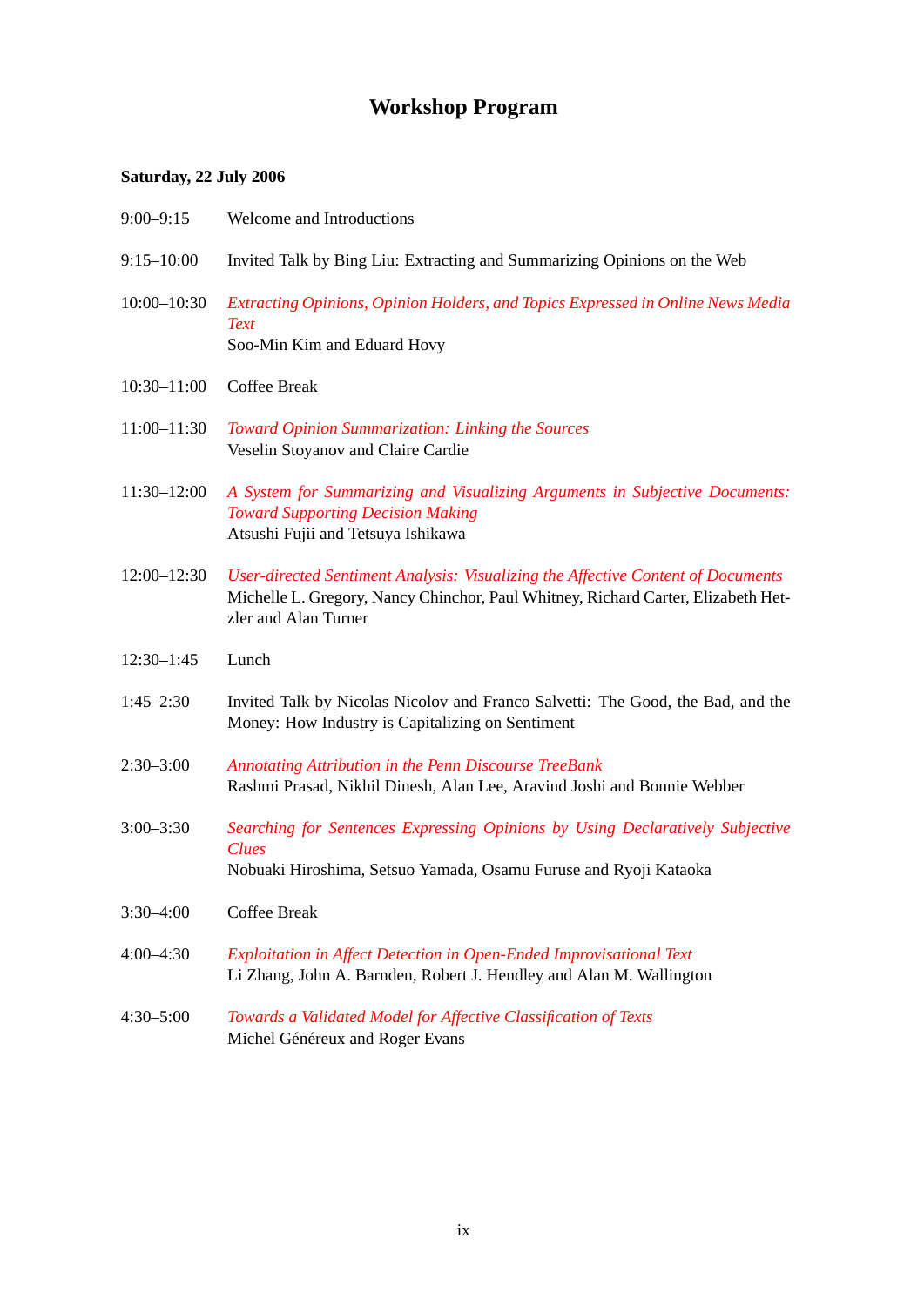# Workshop Program

**Saturday, 22 July 2006**

9:00–9:15 Welcome and Introductions

9:15–10:00 Invited Talk by Bing Liu: Extracting and Summarizing Opinions on the Web

10:00–10:30 *Extracting Opinions, Opinion Holders, and Topics Expressed in Online News Media Text*
Soo-Min Kim and Eduard Hovy

10:30–11:00 Coffee Break

11:00–11:30 *Toward Opinion Summarization: Linking the Sources*
Veselin Stoyanov and Claire Cardie

11:30–12:00 *A System for Summarizing and Visualizing Arguments in Subjective Documents: Toward Supporting Decision Making*
Atsushi Fujii and Tetsuya Ishikawa

12:00–12:30 *User-directed Sentiment Analysis: Visualizing the Affective Content of Documents*
Michelle L. Gregory, Nancy Chinchor, Paul Whitney, Richard Carter, Elizabeth Hetzler and Alan Turner

12:30–1:45 Lunch

1:45–2:30 Invited Talk by Nicolas Nicolov and Franco Salvetti: The Good, the Bad, and the Money: How Industry is Capitalizing on Sentiment

2:30–3:00 *Annotating Attribution in the Penn Discourse TreeBank*
Rashmi Prasad, Nikhil Dinesh, Alan Lee, Aravind Joshi and Bonnie Webber

3:00–3:30 *Searching for Sentences Expressing Opinions by Using Declaratively Subjective Clues*
Nobuaki Hiroshima, Setsuo Yamada, Osamu Furuse and Ryoji Kataoka

3:30–4:00 Coffee Break

4:00–4:30 *Exploitation in Affect Detection in Open-Ended Improvisational Text*
Li Zhang, John A. Barnden, Robert J. Hendley and Alan M. Wallington

4:30–5:00 *Towards a Validated Model for Affective Classification of Texts*
Michel Généreux and Roger Evans